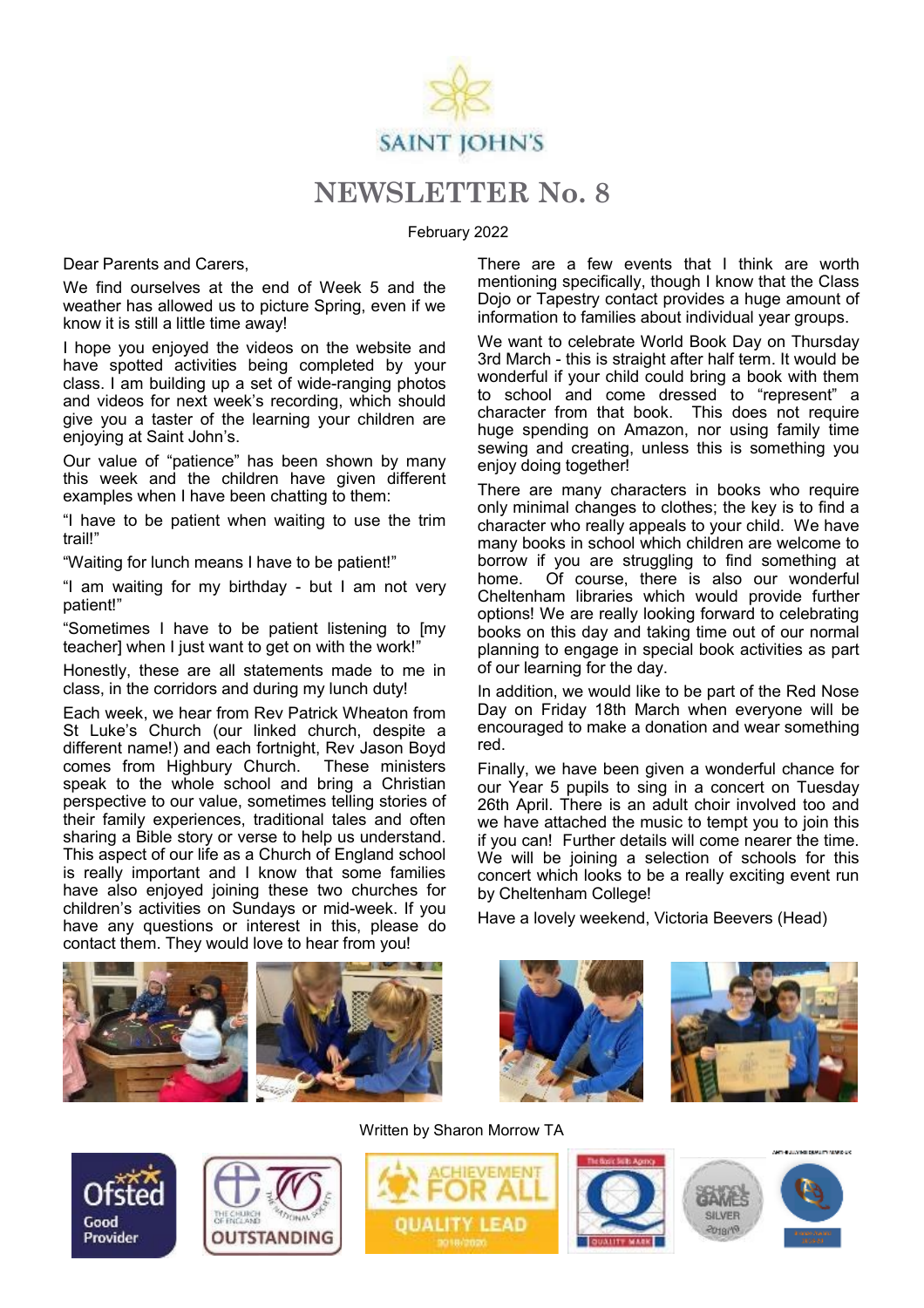SAINT JOHN'S

# NEWSLETTER No. 8

February 2022

Dear Parents and Carers,

We find ourselves at the end of Week 5 and the weather has allowed us to picture Spring, even if we know it is still a little time away!

I hope you enjoyed the videos on the website and have spotted activities being completed by your class. I am building up a set of wide-ranging photos and videos for next week's recording, which should give you a taster of the learning your children are enjoying at Saint John's.

Our value of "patience" has been shown by many this week and the children have given different examples when I have been chatting to them:

"I have to be patient when waiting to use the trim trail!"

"Waiting for lunch means I have to be patient!"

"I am waiting for my birthday - but I am not very patient!"

"Sometimes I have to be patient listening to [my teacher] when I just want to get on with the work!"

Honestly, these are all statements made to me in class, in the corridors and during my lunch duty!

Each week, we hear from Rev Patrick Wheaton from St Luke's Church (our linked church, despite a different name!) and each fortnight, Rev Jason Boyd comes from Highbury Church. These ministers speak to the whole school and bring a Christian perspective to our value, sometimes telling stories of their family experiences, traditional tales and often sharing a Bible story or verse to help us understand. This aspect of our life as a Church of England school is really important and I know that some families have also enjoyed joining these two churches for children's activities on Sundays or mid-week. If you have any questions or interest in this, please do contact them. They would love to hear from you!

There are a few events that I think are worth mentioning specifically, though I know that the Class Dojo or Tapestry contact provides a huge amount of information to families about individual year groups.

We want to celebrate World Book Day on Thursday 3rd March - this is straight after half term. It would be wonderful if your child could bring a book with them to school and come dressed to "represent" a character from that book. This does not require huge spending on Amazon, nor using family time sewing and creating, unless this is something you enjoy doing together!

There are many characters in books who require only minimal changes to clothes; the key is to find a character who really appeals to your child. We have many books in school which children are welcome to borrow if you are struggling to find something at home. Of course, there is also our wonderful Cheltenham libraries which would provide further options! We are really looking forward to celebrating books on this day and taking time out of our normal planning to engage in special book activities as part of our learning for the day.

In addition, we would like to be part of the Red Nose Day on Friday 18th March when everyone will be encouraged to make a donation and wear something red.

Finally, we have been given a wonderful chance for our Year 5 pupils to sing in a concert on Tuesday 26th April. There is an adult choir involved too and we have attached the music to tempt you to join this if you can! Further details will come nearer the time. We will be joining a selection of schools for this concert which looks to be a really exciting event run by Cheltenham College!

Have a lovely weekend, Victoria Beevers (Head)

Written by Sharon Morrow TA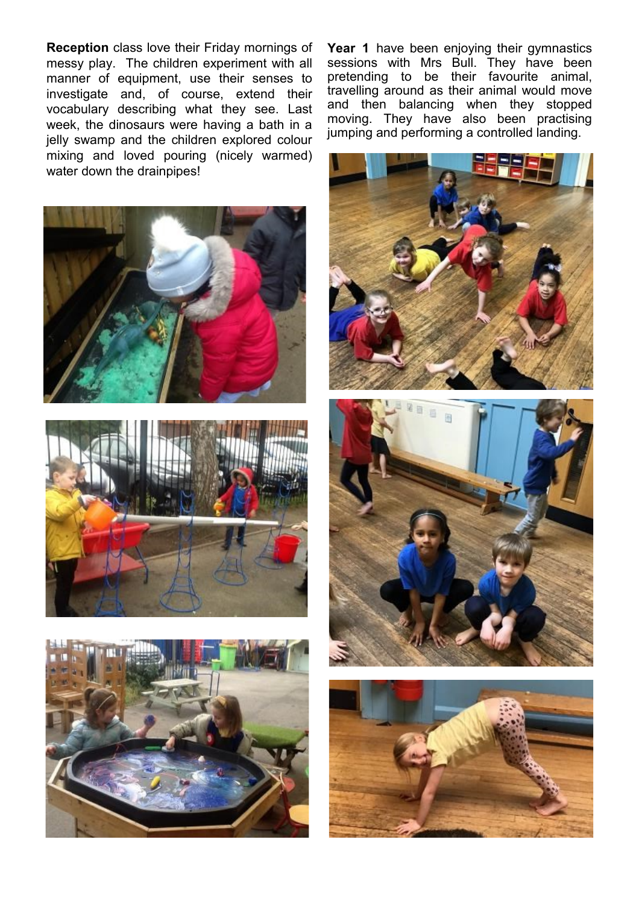**Reception** class love their Friday mornings of messy play. The children experiment with all manner of equipment, use their senses to investigate and, of course, extend their vocabulary describing what they see. Last week, the dinosaurs were having a bath in a jelly swamp and the children explored colour mixing and loved pouring (nicely warmed) water down the drainpipes!

**Year 1** have been enjoying their gymnastics sessions with Mrs Bull. They have been pretending to be their favourite animal, travelling around as their animal would move and then balancing when they stopped moving. They have also been practising jumping and performing a controlled landing.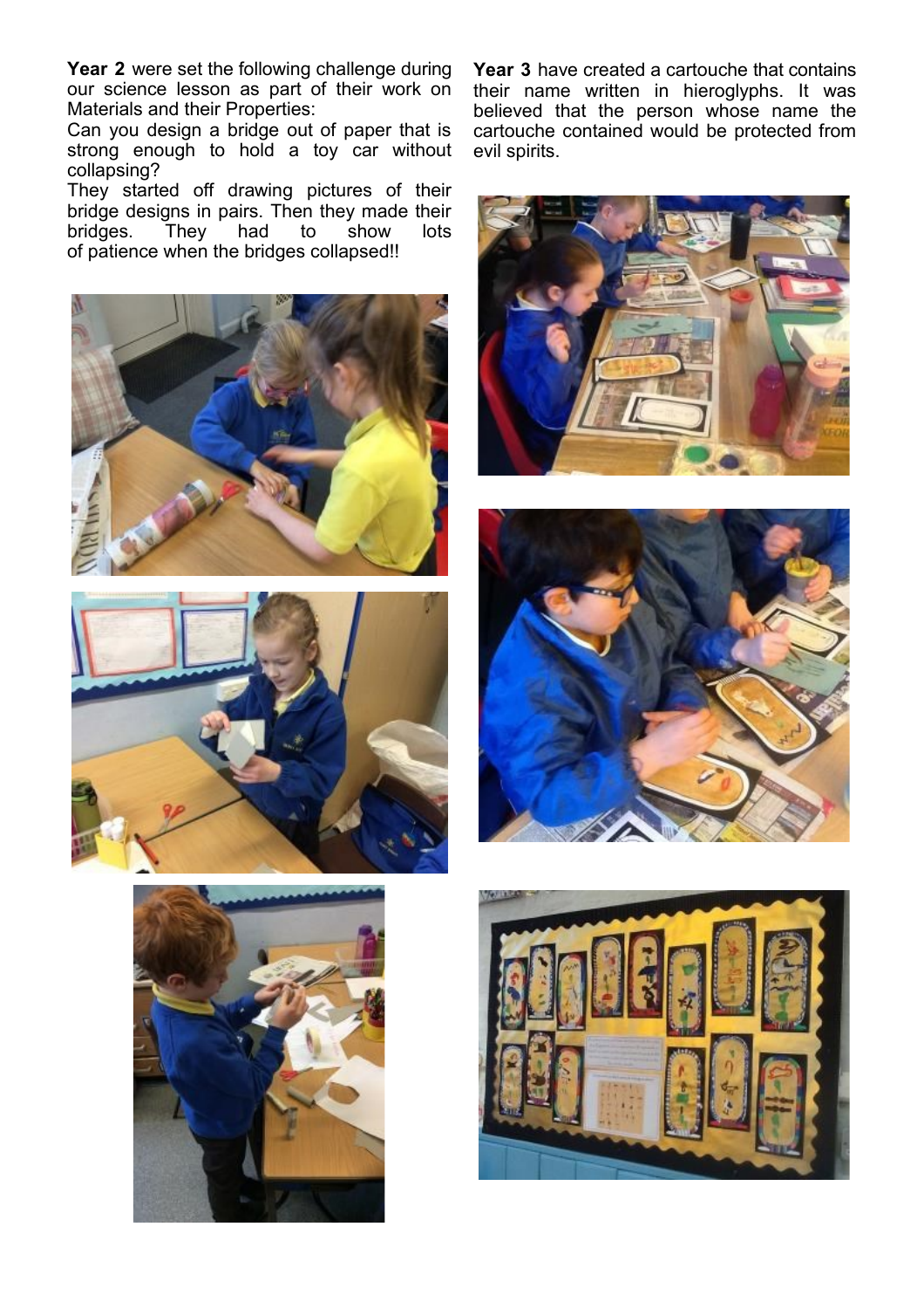**Year 2** were set the following challenge during our science lesson as part of their work on Materials and their Properties:

Can you design a bridge out of paper that is strong enough to hold a toy car without collapsing?

They started off drawing pictures of their bridge designs in pairs. Then they made their bridges. They had to show lots of patience when the bridges collapsed!!

**Year 3** have created a cartouche that contains their name written in hieroglyphs. It was believed that the person whose name the cartouche contained would be protected from evil spirits.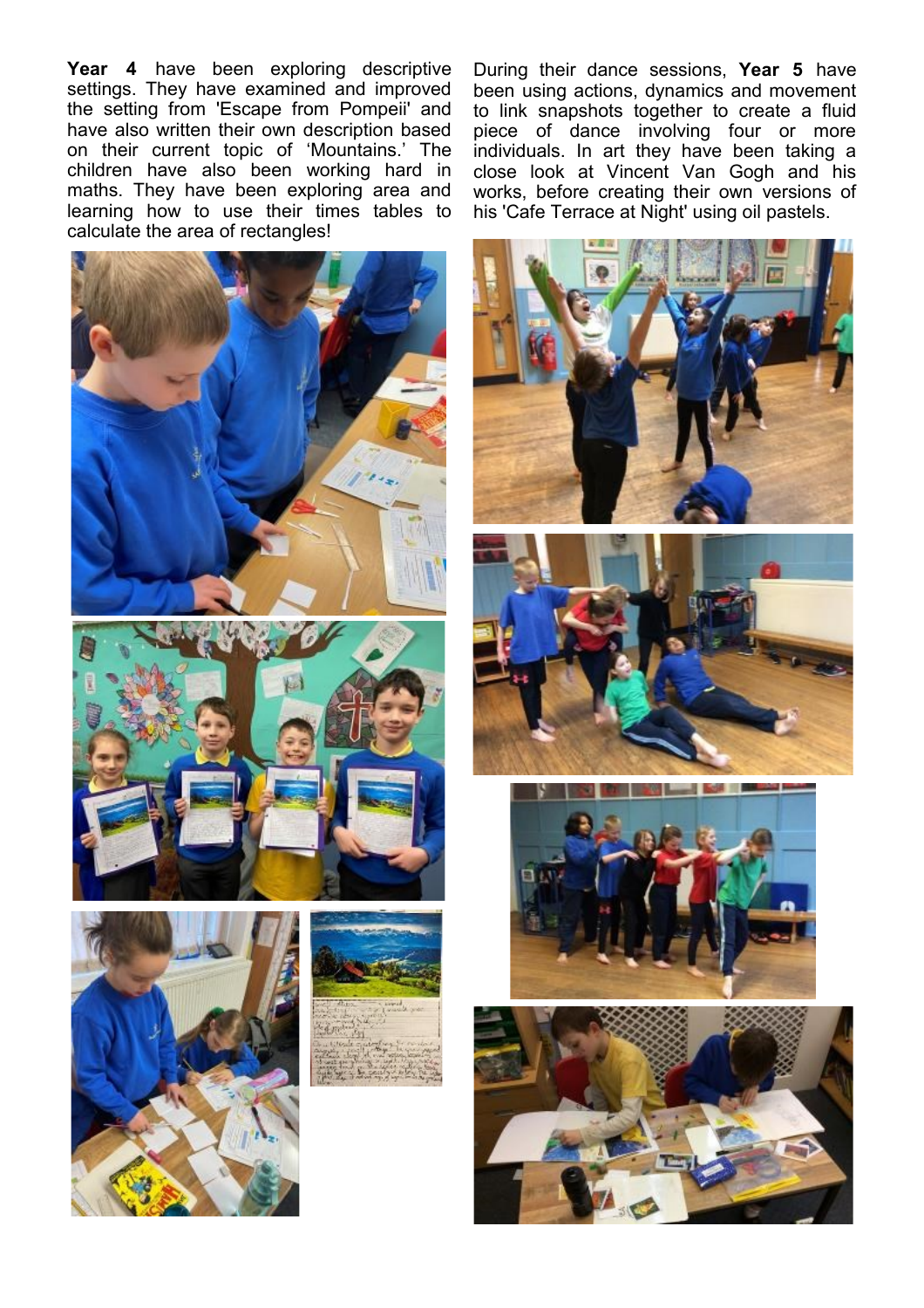**Year 4** have been exploring descriptive settings. They have examined and improved the setting from 'Escape from Pompeii' and have also written their own description based on their current topic of 'Mountains.' The children have also been working hard in maths. They have been exploring area and learning how to use their times tables to calculate the area of rectangles!

During their dance sessions, **Year 5** have been using actions, dynamics and movement to link snapshots together to create a fluid piece of dance involving four or more individuals. In art they have been taking a close look at Vincent Van Gogh and his works, before creating their own versions of his 'Cafe Terrace at Night' using oil pastels.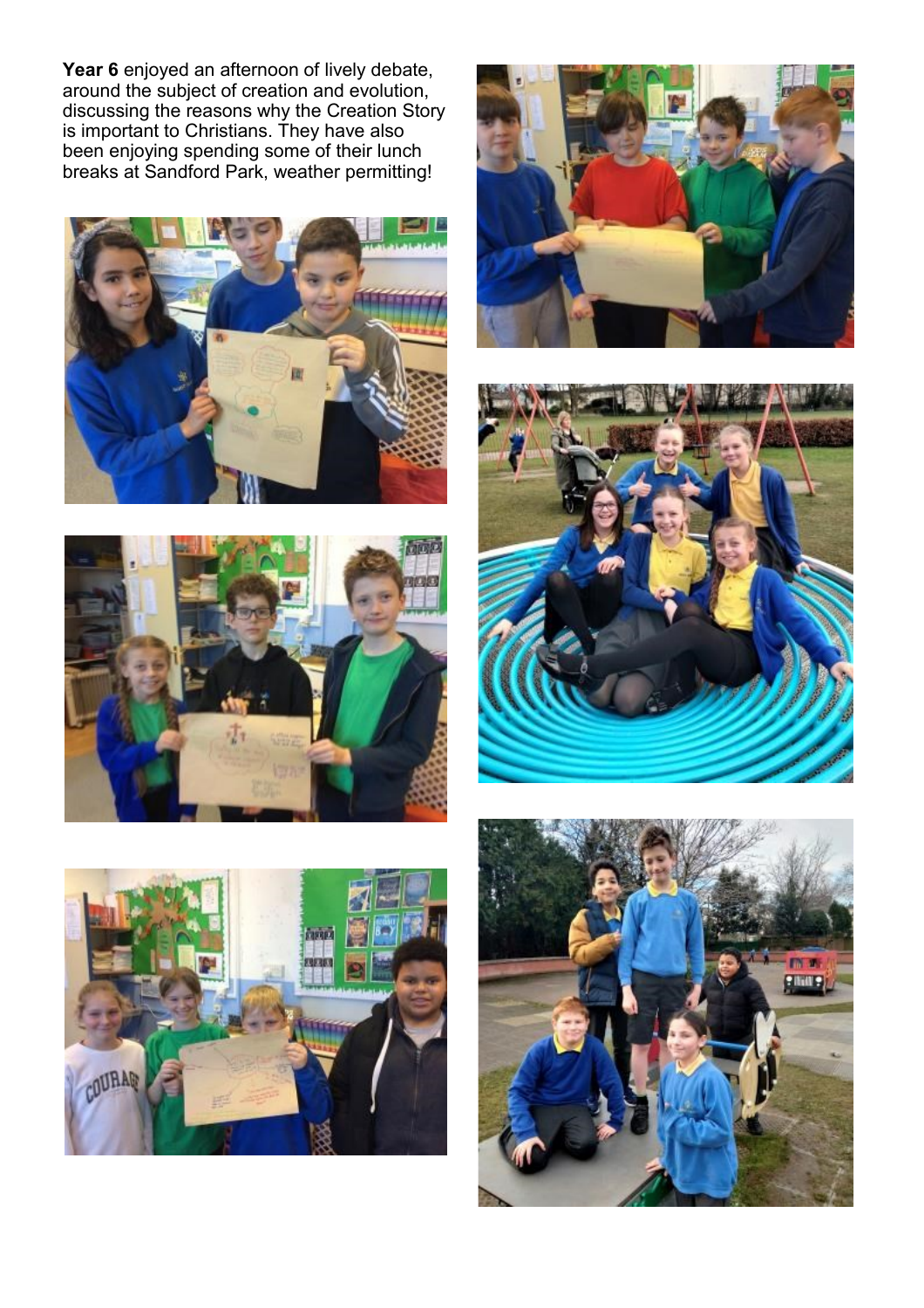**Year 6** enjoyed an afternoon of lively debate, around the subject of creation and evolution, discussing the reasons why the Creation Story is important to Christians. They have also been enjoying spending some of their lunch breaks at Sandford Park, weather permitting!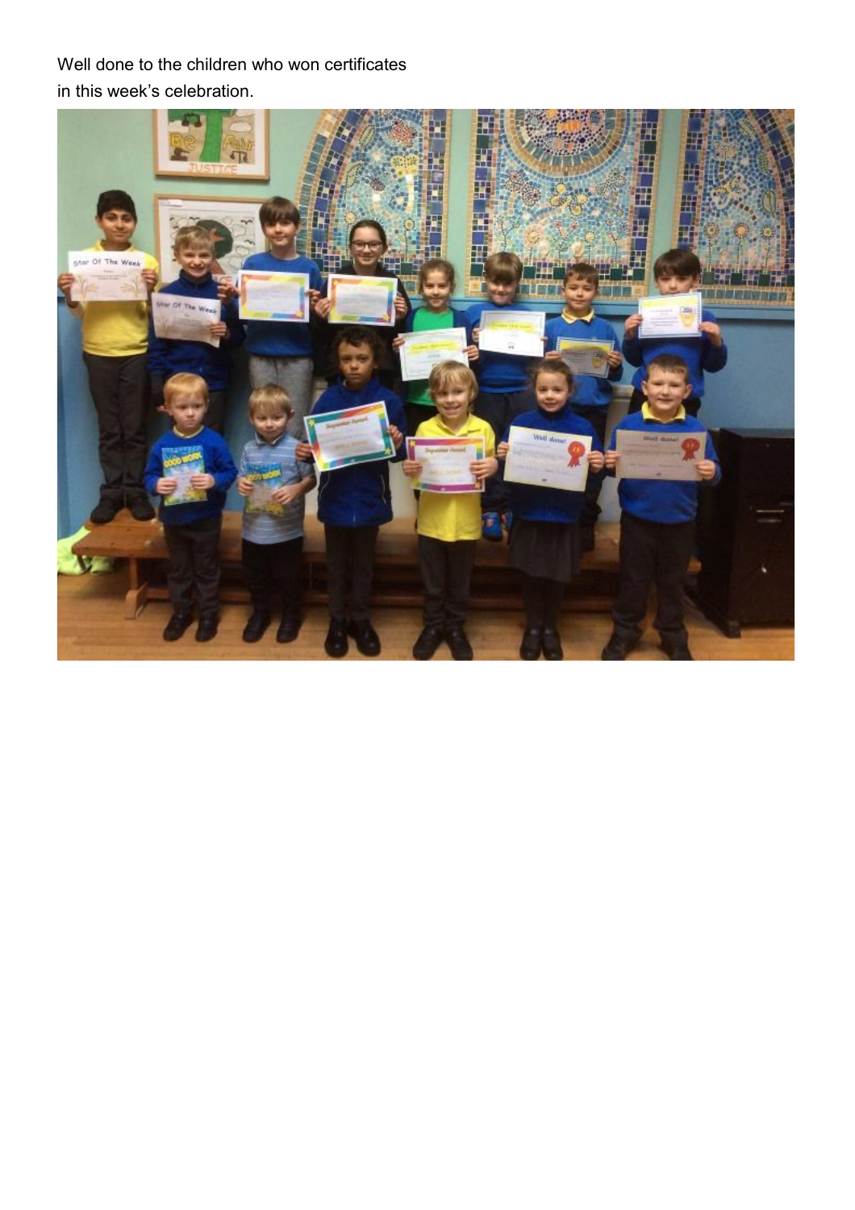Well done to the children who won certificates
in this week's celebration.